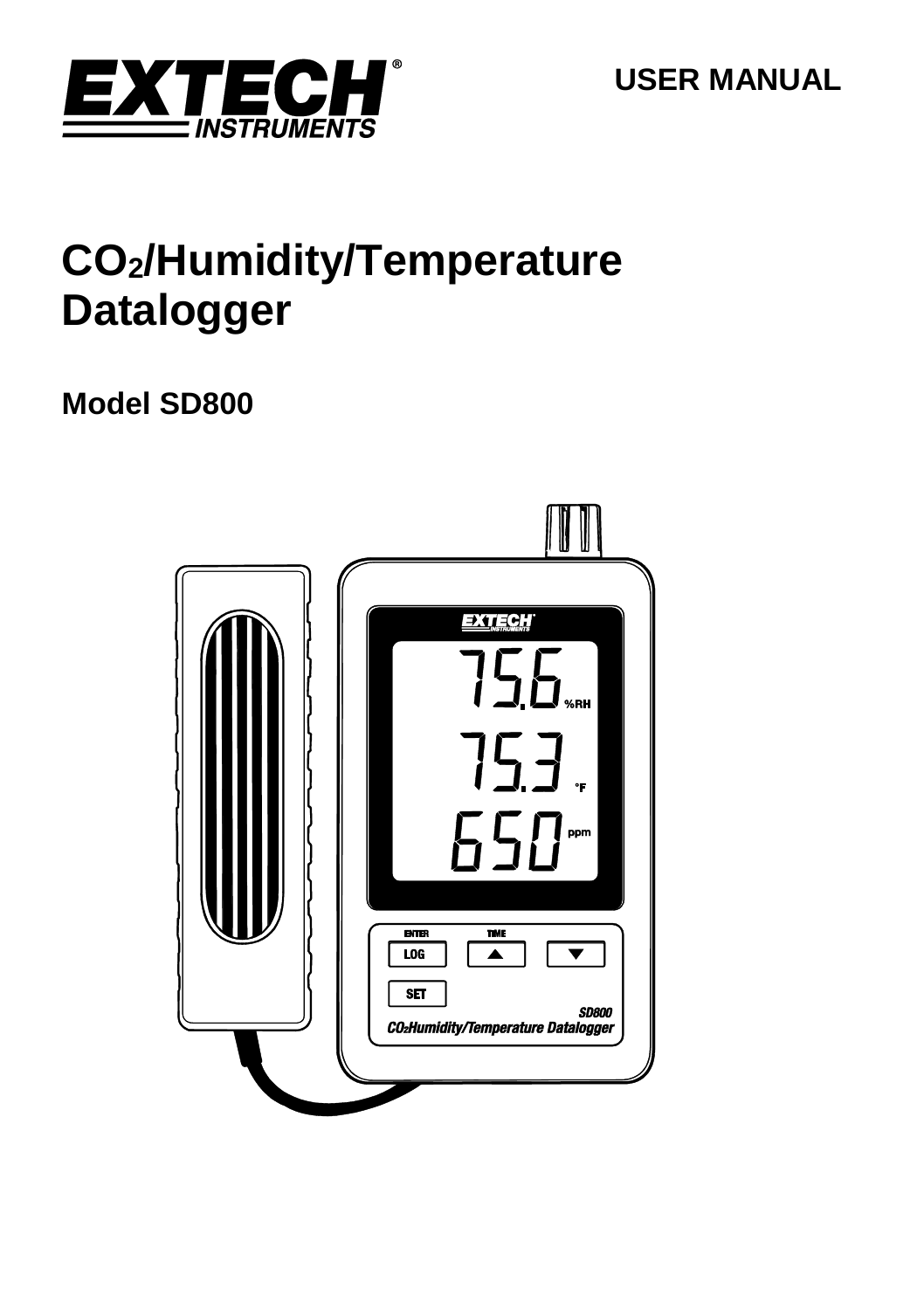EXTECH INSTRUMENTS

USER MANUAL

# $CO_2$/Humidity/Temperature Datalogger

## Model SD800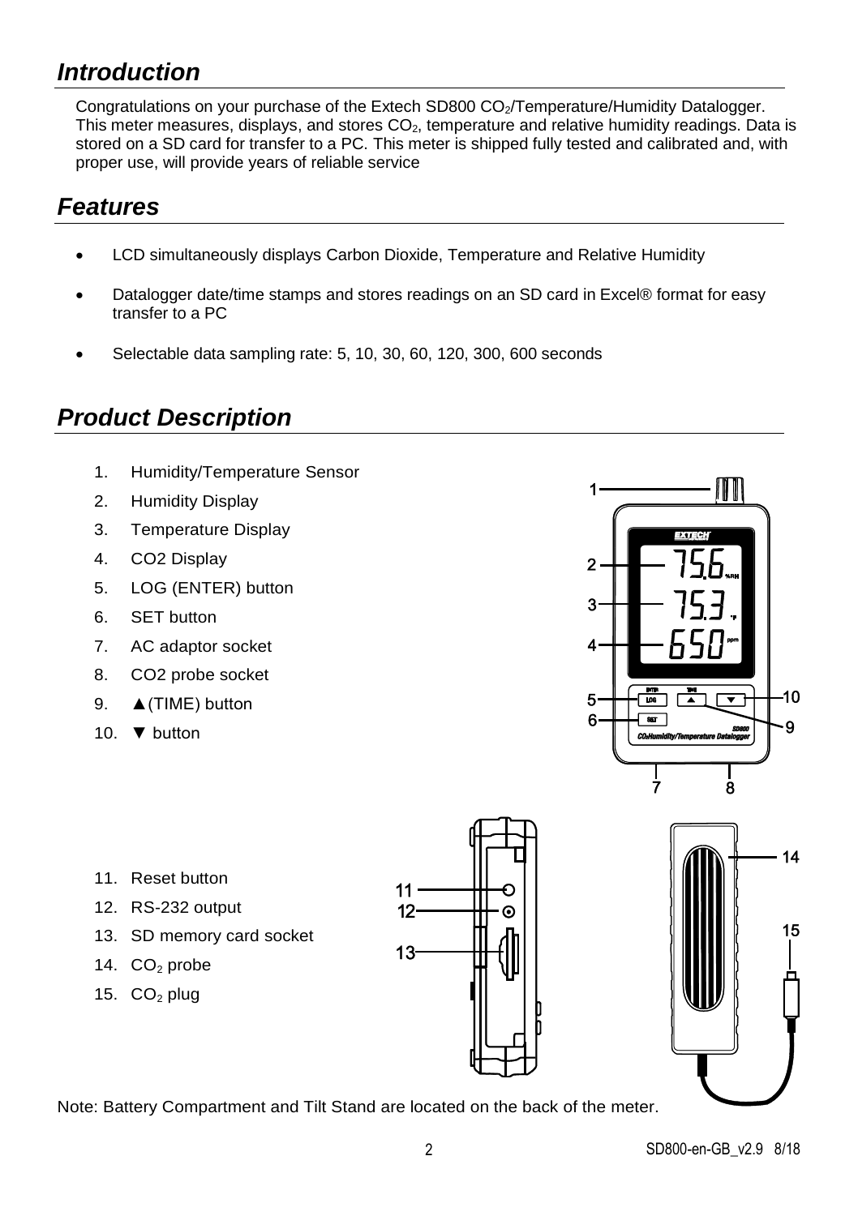## Introduction

Congratulations on your purchase of the Extech SD800 $CO_2$/Temperature/Humidity Datalogger. This meter measures, displays, and stores $CO_2$, temperature and relative humidity readings. Data is stored on a SD card for transfer to a PC. This meter is shipped fully tested and calibrated and, with proper use, will provide years of reliable service

## Features

- LCD simultaneously displays Carbon Dioxide, Temperature and Relative Humidity
- Datalogger date/time stamps and stores readings on an SD card in Excel® format for easy transfer to a PC
- Selectable data sampling rate: 5, 10, 30, 60, 120, 300, 600 seconds

## Product Description

1. Humidity/Temperature Sensor
2. Humidity Display
3. Temperature Display
4. CO2 Display
5. LOG (ENTER) button
6. SET button
7. AC adaptor socket
8. CO2 probe socket
9. ▲(TIME) button
10. ▼ button
11. Reset button
12. RS-232 output
13. SD memory card socket
14. $CO_2$ probe
15. $CO_2$ plug

Note: Battery Compartment and Tilt Stand are located on the back of the meter.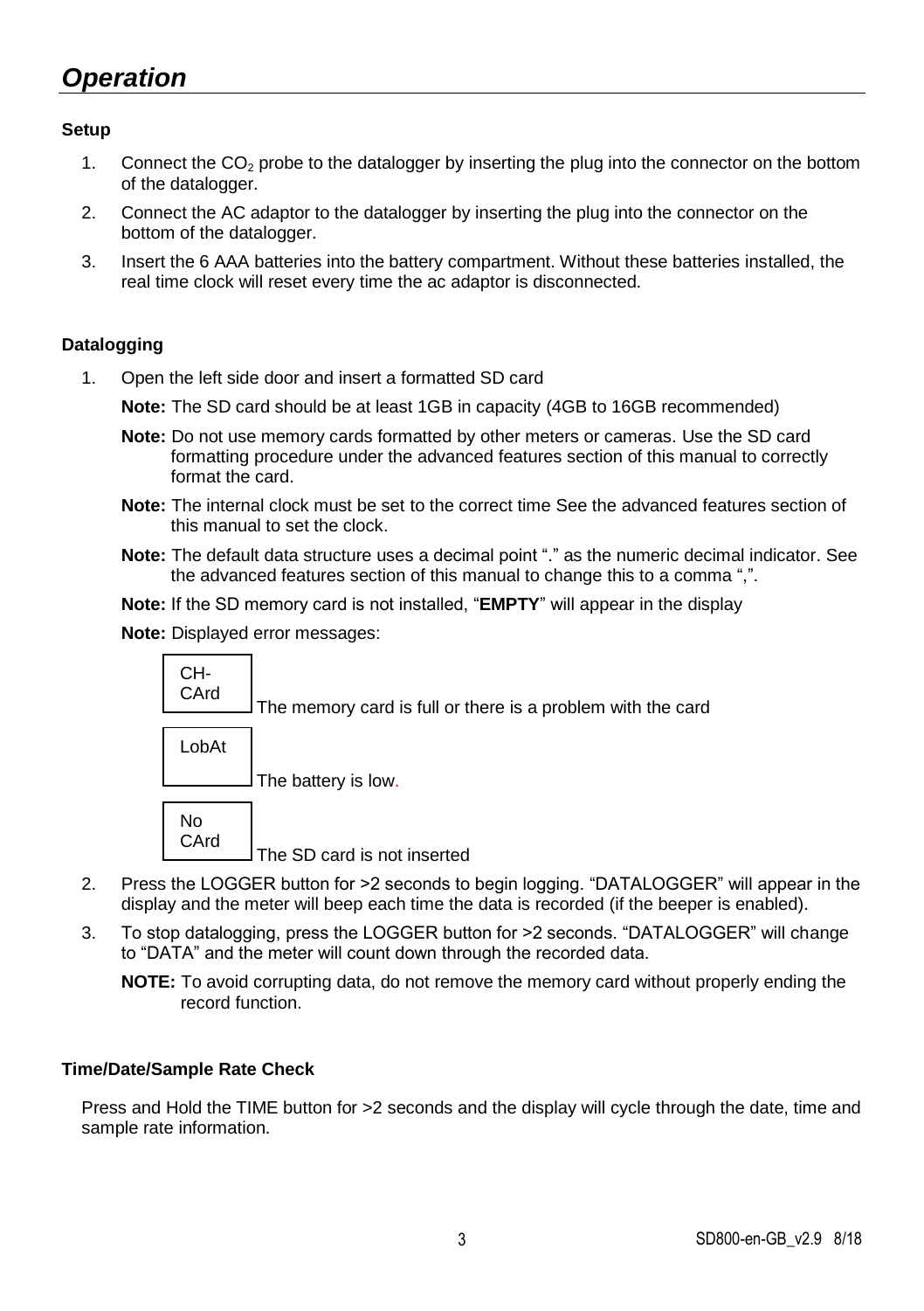# *Operation*

**Setup**

1. Connect the $CO_2$ probe to the datalogger by inserting the plug into the connector on the bottom of the datalogger.
2. Connect the AC adaptor to the datalogger by inserting the plug into the connector on the bottom of the datalogger.
3. Insert the 6 AAA batteries into the battery compartment. Without these batteries installed, the real time clock will reset every time the ac adaptor is disconnected.

**Datalogging**

1. Open the left side door and insert a formatted SD card

   **Note:** The SD card should be at least 1GB in capacity (4GB to 16GB recommended)

   **Note:** Do not use memory cards formatted by other meters or cameras. Use the SD card formatting procedure under the advanced features section of this manual to correctly format the card.

   **Note:** The internal clock must be set to the correct time See the advanced features section of this manual to set the clock.

   **Note:** The default data structure uses a decimal point "." as the numeric decimal indicator. See the advanced features section of this manual to change this to a comma ",".

   **Note:** If the SD memory card is not installed, "**EMPTY**" will appear in the display

   **Note:** Displayed error messages:

   | Display | Meaning |
   |---|---|
   | CH-CArd | The memory card is full or there is a problem with the card |
   | LobAt | The battery is low. |
   | No CArd | The SD card is not inserted |

2. Press the LOGGER button for >2 seconds to begin logging. "DATALOGGER" will appear in the display and the meter will beep each time the data is recorded (if the beeper is enabled).
3. To stop datalogging, press the LOGGER button for >2 seconds. "DATALOGGER" will change to "DATA" and the meter will count down through the recorded data.

   **NOTE:** To avoid corrupting data, do not remove the memory card without properly ending the record function.

**Time/Date/Sample Rate Check**

Press and Hold the TIME button for >2 seconds and the display will cycle through the date, time and sample rate information.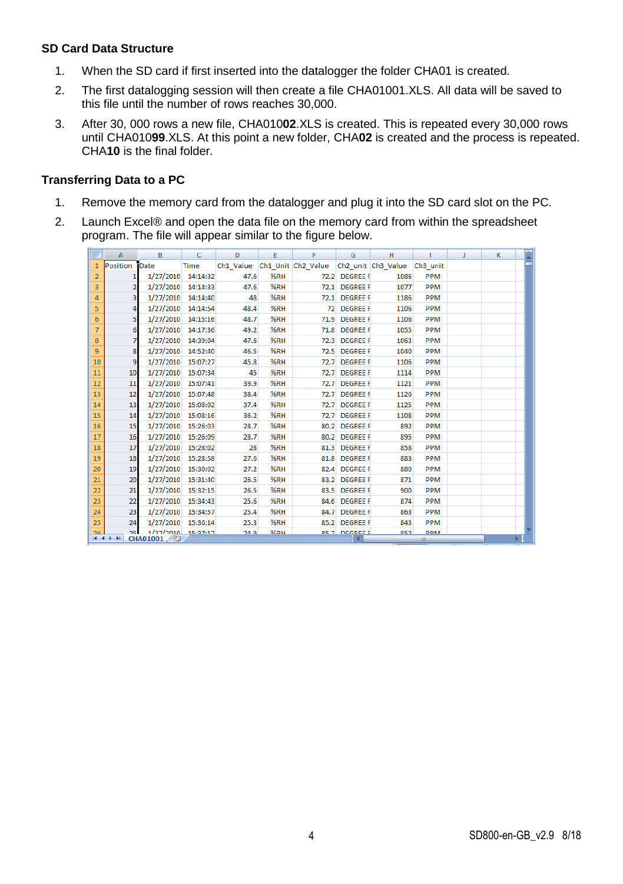### SD Card Data Structure

1. When the SD card if first inserted into the datalogger the folder CHA01 is created.
2. The first datalogging session will then create a file CHA01001.XLS. All data will be saved to this file until the number of rows reaches 30,000.
3. After 30, 000 rows a new file, CHA010**02**.XLS is created. This is repeated every 30,000 rows until CHA010**99**.XLS. At this point a new folder, CHA**02** is created and the process is repeated. CHA**10** is the final folder.

### Transferring Data to a PC

1. Remove the memory card from the datalogger and plug it into the SD card slot on the PC.
2. Launch Excel® and open the data file on the memory card from within the spreadsheet program. The file will appear similar to the figure below.

| Position | Date | Time | Ch1_Value | Ch1_Unit | Ch2_Value | Ch2_unit | Ch3_Value | Ch3_unit |
|---|---|---|---|---|---|---|---|---|
| 1 | 1/27/2010 | 14:14:32 | 47.6 | %RH | 72.2 | DEGREE F | 1086 | PPM |
| 2 | 1/27/2010 | 14:14:33 | 47.6 | %RH | 72.1 | DEGREE F | 1077 | PPM |
| 3 | 1/27/2010 | 14:14:40 | 48 | %RH | 72.1 | DEGREE F | 1186 | PPM |
| 4 | 1/27/2010 | 14:14:54 | 48.4 | %RH | 72 | DEGREE F | 1106 | PPM |
| 5 | 1/27/2010 | 14:15:16 | 48.7 | %RH | 71.9 | DEGREE F | 1106 | PPM |
| 6 | 1/27/2010 | 14:17:36 | 49.2 | %RH | 71.8 | DEGREE F | 1055 | PPM |
| 7 | 1/27/2010 | 14:39:04 | 47.6 | %RH | 72.3 | DEGREE F | 1063 | PPM |
| 8 | 1/27/2010 | 14:52:40 | 46.5 | %RH | 72.5 | DEGREE F | 1040 | PPM |
| 9 | 1/27/2010 | 15:07:27 | 45.8 | %RH | 72.7 | DEGREE F | 1106 | PPM |
| 10 | 1/27/2010 | 15:07:34 | 45 | %RH | 72.7 | DEGREE F | 1114 | PPM |
| 11 | 1/27/2010 | 15:07:41 | 39.9 | %RH | 72.7 | DEGREE F | 1121 | PPM |
| 12 | 1/27/2010 | 15:07:48 | 38.4 | %RH | 72.7 | DEGREE F | 1126 | PPM |
| 13 | 1/27/2010 | 15:08:02 | 37.4 | %RH | 72.7 | DEGREE F | 1125 | PPM |
| 14 | 1/27/2010 | 15:08:16 | 36.2 | %RH | 72.7 | DEGREE F | 1108 | PPM |
| 15 | 1/27/2010 | 15:26:03 | 28.7 | %RH | 80.2 | DEGREE F | 892 | PPM |
| 16 | 1/27/2010 | 15:26:09 | 28.7 | %RH | 80.2 | DEGREE F | 895 | PPM |
| 17 | 1/27/2010 | 15:28:02 | 28 | %RH | 81.3 | DEGREE F | 858 | PPM |
| 18 | 1/27/2010 | 15:28:58 | 27.6 | %RH | 81.8 | DEGREE F | 883 | PPM |
| 19 | 1/27/2010 | 15:30:02 | 27.2 | %RH | 82.4 | DEGREE F | 880 | PPM |
| 20 | 1/27/2010 | 15:31:40 | 26.5 | %RH | 83.2 | DEGREE F | 871 | PPM |
| 21 | 1/27/2010 | 15:32:15 | 26.5 | %RH | 83.5 | DEGREE F | 900 | PPM |
| 22 | 1/27/2010 | 15:34:43 | 25.6 | %RH | 84.6 | DEGREE F | 874 | PPM |
| 23 | 1/27/2010 | 15:34:57 | 25.4 | %RH | 84.7 | DEGREE F | 863 | PPM |
| 24 | 1/27/2010 | 15:36:14 | 25.3 | %RH | 85.2 | DEGREE F | 843 | PPM |
| 25 | 1/27/2010 | 15:37:17 | 24.9 | %RH | 85.7 | DEGREE F | 853 | PPM |

CHA01001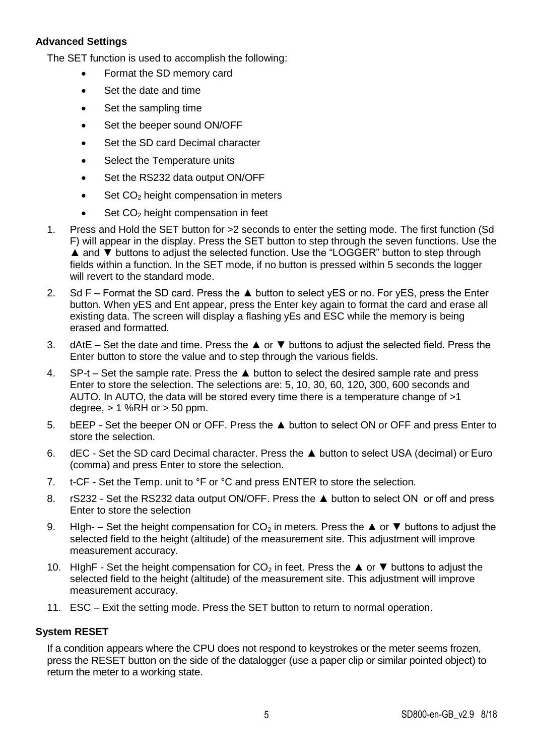### Advanced Settings

The SET function is used to accomplish the following:

- Format the SD memory card
- Set the date and time
- Set the sampling time
- Set the beeper sound ON/OFF
- Set the SD card Decimal character
- Select the Temperature units
- Set the RS232 data output ON/OFF
- Set $CO_2$ height compensation in meters
- Set $CO_2$ height compensation in feet

1. Press and Hold the SET button for >2 seconds to enter the setting mode. The first function (Sd F) will appear in the display. Press the SET button to step through the seven functions. Use the ▲ and ▼ buttons to adjust the selected function. Use the "LOGGER" button to step through fields within a function. In the SET mode, if no button is pressed within 5 seconds the logger will revert to the standard mode.
2. Sd F – Format the SD card. Press the ▲ button to select yES or no. For yES, press the Enter button. When yES and Ent appear, press the Enter key again to format the card and erase all existing data. The screen will display a flashing yEs and ESC while the memory is being erased and formatted.
3. dAtE – Set the date and time. Press the ▲ or ▼ buttons to adjust the selected field. Press the Enter button to store the value and to step through the various fields.
4. SP-t – Set the sample rate. Press the ▲ button to select the desired sample rate and press Enter to store the selection. The selections are: 5, 10, 30, 60, 120, 300, 600 seconds and AUTO. In AUTO, the data will be stored every time there is a temperature change of >1 degree, > 1 %RH or > 50 ppm.
5. bEEP - Set the beeper ON or OFF. Press the ▲ button to select ON or OFF and press Enter to store the selection.
6. dEC - Set the SD card Decimal character. Press the ▲ button to select USA (decimal) or Euro (comma) and press Enter to store the selection.
7. t-CF - Set the Temp. unit to °F or °C and press ENTER to store the selection.
8. rS232 - Set the RS232 data output ON/OFF. Press the ▲ button to select ON or off and press Enter to store the selection
9. HIgh- – Set the height compensation for $CO_2$ in meters. Press the ▲ or ▼ buttons to adjust the selected field to the height (altitude) of the measurement site. This adjustment will improve measurement accuracy.
10. HIghF - Set the height compensation for $CO_2$ in feet. Press the ▲ or ▼ buttons to adjust the selected field to the height (altitude) of the measurement site. This adjustment will improve measurement accuracy.
11. ESC – Exit the setting mode. Press the SET button to return to normal operation.

### System RESET

If a condition appears where the CPU does not respond to keystrokes or the meter seems frozen, press the RESET button on the side of the datalogger (use a paper clip or similar pointed object) to return the meter to a working state.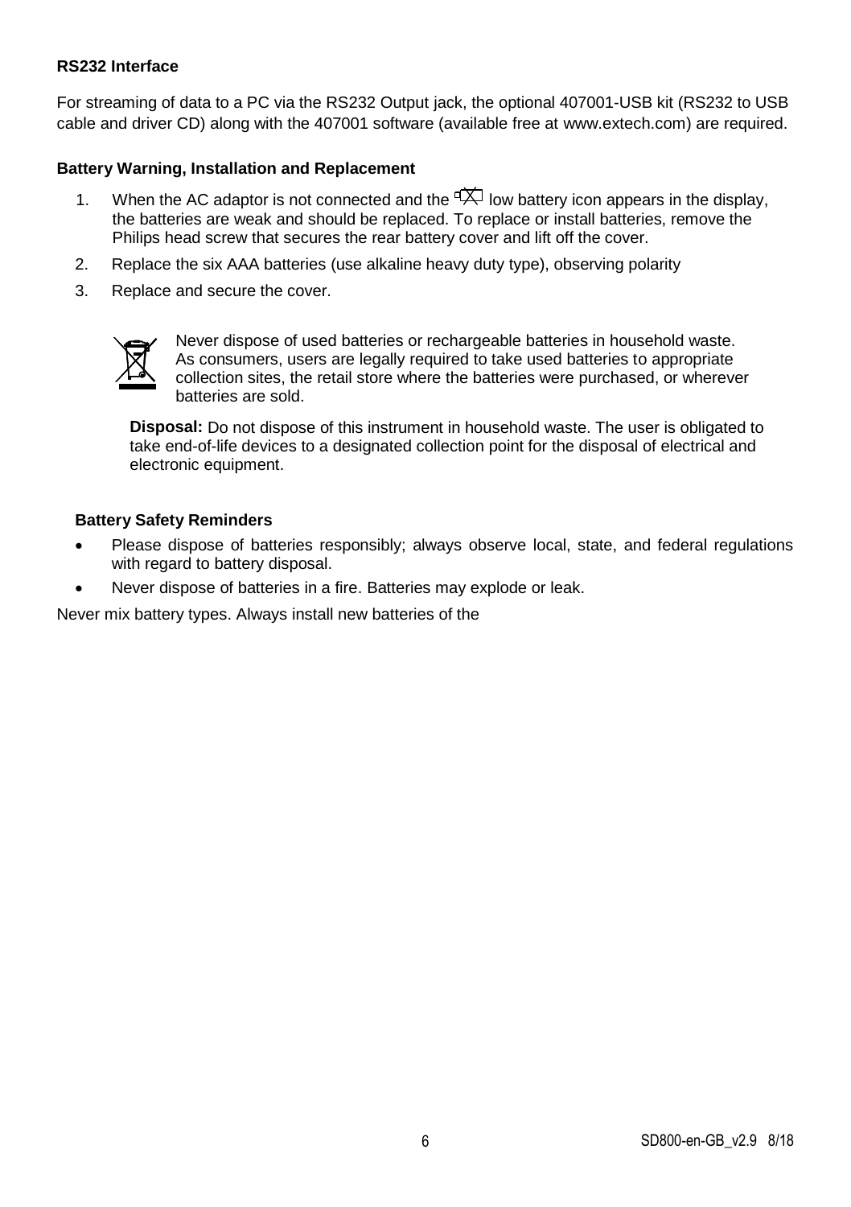**RS232 Interface**

For streaming of data to a PC via the RS232 Output jack, the optional 407001-USB kit (RS232 to USB cable and driver CD) along with the 407001 software (available free at www.extech.com) are required.

**Battery Warning, Installation and Replacement**

1. When the AC adaptor is not connected and the low battery icon appears in the display, the batteries are weak and should be replaced. To replace or install batteries, remove the Philips head screw that secures the rear battery cover and lift off the cover.
2. Replace the six AAA batteries (use alkaline heavy duty type), observing polarity
3. Replace and secure the cover.

Never dispose of used batteries or rechargeable batteries in household waste. As consumers, users are legally required to take used batteries to appropriate collection sites, the retail store where the batteries were purchased, or wherever batteries are sold.

**Disposal:** Do not dispose of this instrument in household waste. The user is obligated to take end-of-life devices to a designated collection point for the disposal of electrical and electronic equipment.

**Battery Safety Reminders**

- Please dispose of batteries responsibly; always observe local, state, and federal regulations with regard to battery disposal.
- Never dispose of batteries in a fire. Batteries may explode or leak.

Never mix battery types. Always install new batteries of the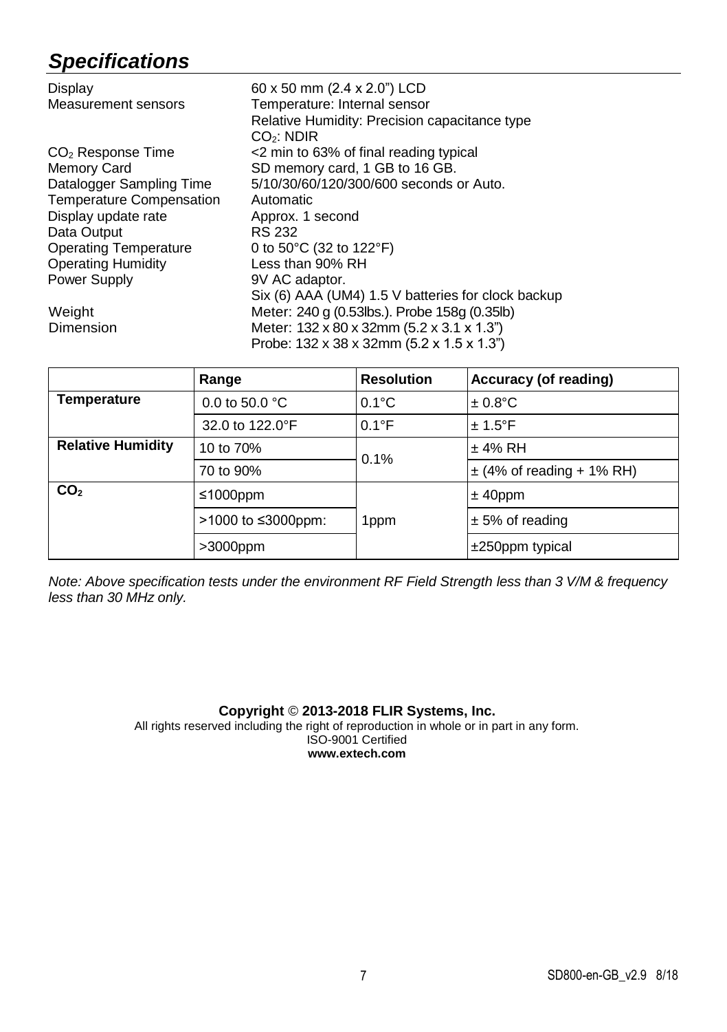## *Specifications*

| | |
|---|---|
| Display | 60 x 50 mm (2.4 x 2.0") LCD |
| Measurement sensors | Temperature: Internal sensor<br>Relative Humidity: Precision capacitance type<br>$CO_2$: NDIR |
| $CO_2$ Response Time | <2 min to 63% of final reading typical |
| Memory Card | SD memory card, 1 GB to 16 GB. |
| Datalogger Sampling Time | 5/10/30/60/120/300/600 seconds or Auto. |
| Temperature Compensation | Automatic |
| Display update rate | Approx. 1 second |
| Data Output | RS 232 |
| Operating Temperature | 0 to 50°C (32 to 122°F) |
| Operating Humidity | Less than 90% RH |
| Power Supply | 9V AC adaptor.<br>Six (6) AAA (UM4) 1.5 V batteries for clock backup |
| Weight | Meter: 240 g (0.53lbs.). Probe 158g (0.35lb) |
| Dimension | Meter: 132 x 80 x 32mm (5.2 x 3.1 x 1.3")<br>Probe: 132 x 38 x 32mm (5.2 x 1.5 x 1.3") |

| | Range | Resolution | Accuracy (of reading) |
|---|---|---|---|
| **Temperature** | 0.0 to 50.0 °C | 0.1°C | ± 0.8°C |
| | 32.0 to 122.0°F | 0.1°F | ± 1.5°F |
| **Relative Humidity** | 10 to 70% | 0.1% | ± 4% RH |
| | 70 to 90% | | ± (4% of reading + 1% RH) |
| **$CO_2$** | ≤1000ppm | 1ppm | ± 40ppm |
| | >1000 to ≤3000ppm: | | ± 5% of reading |
| | >3000ppm | | ±250ppm typical |

*Note: Above specification tests under the environment RF Field Strength less than 3 V/M & frequency less than 30 MHz only.*

**Copyright © 2013-2018 FLIR Systems, Inc.**
All rights reserved including the right of reproduction in whole or in part in any form.
ISO-9001 Certified
**www.extech.com**